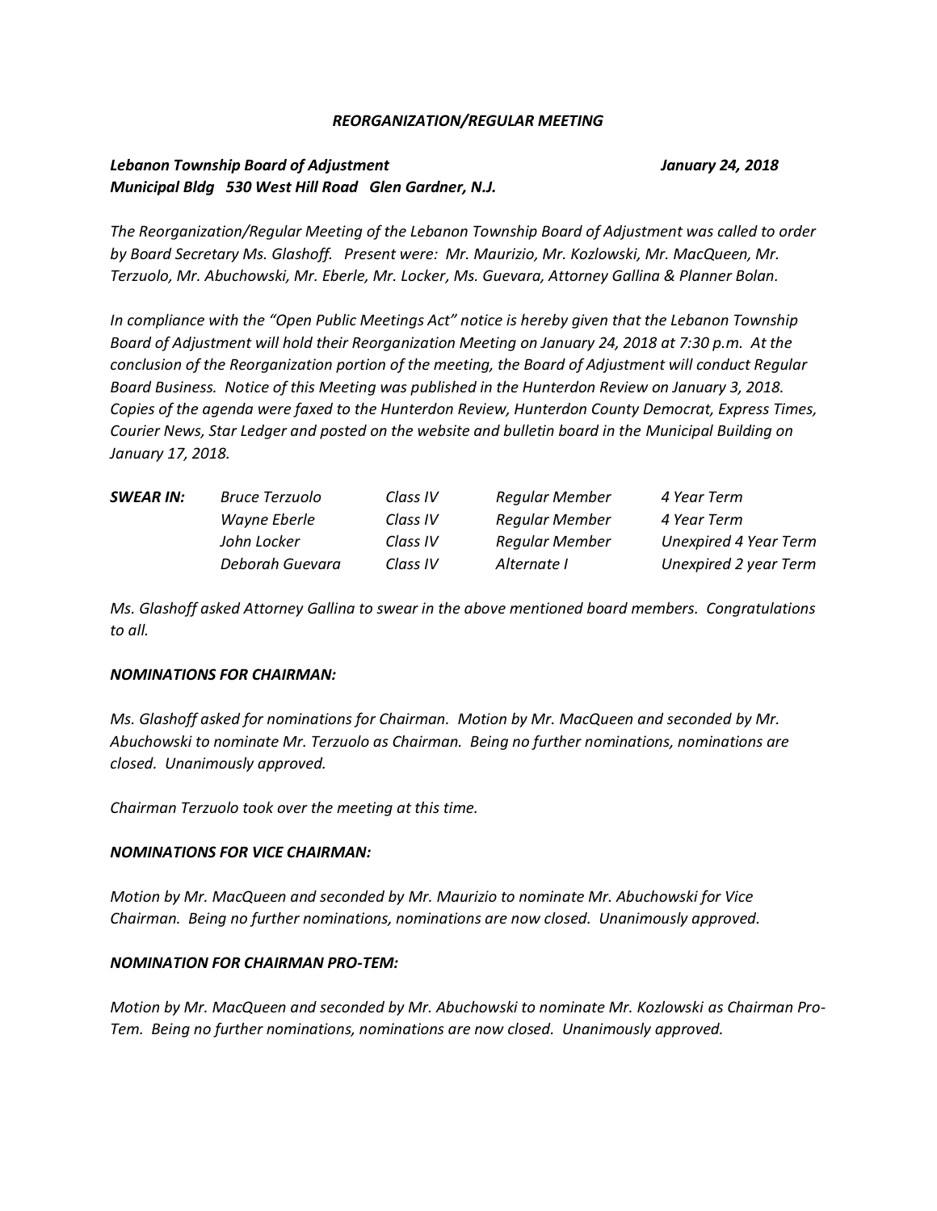***REORGANIZATION/REGULAR MEETING***

***Lebanon Township Board of Adjustment*** ***January 24, 2018***
***Municipal Bldg 530 West Hill Road Glen Gardner, N.J.***

*The Reorganization/Regular Meeting of the Lebanon Township Board of Adjustment was called to order by Board Secretary Ms. Glashoff. Present were: Mr. Maurizio, Mr. Kozlowski, Mr. MacQueen, Mr. Terzuolo, Mr. Abuchowski, Mr. Eberle, Mr. Locker, Ms. Guevara, Attorney Gallina & Planner Bolan.*

*In compliance with the "Open Public Meetings Act" notice is hereby given that the Lebanon Township Board of Adjustment will hold their Reorganization Meeting on January 24, 2018 at 7:30 p.m. At the conclusion of the Reorganization portion of the meeting, the Board of Adjustment will conduct Regular Board Business. Notice of this Meeting was published in the Hunterdon Review on January 3, 2018. Copies of the agenda were faxed to the Hunterdon Review, Hunterdon County Democrat, Express Times, Courier News, Star Ledger and posted on the website and bulletin board in the Municipal Building on January 17, 2018.*

| ***SWEAR IN:*** | *Bruce Terzuolo* | *Class IV* | *Regular Member* | *4 Year Term* |
|---|---|---|---|---|
| | *Wayne Eberle* | *Class IV* | *Regular Member* | *4 Year Term* |
| | *John Locker* | *Class IV* | *Regular Member* | *Unexpired 4 Year Term* |
| | *Deborah Guevara* | *Class IV* | *Alternate I* | *Unexpired 2 year Term* |

*Ms. Glashoff asked Attorney Gallina to swear in the above mentioned board members. Congratulations to all.*

***NOMINATIONS FOR CHAIRMAN:***

*Ms. Glashoff asked for nominations for Chairman. Motion by Mr. MacQueen and seconded by Mr. Abuchowski to nominate Mr. Terzuolo as Chairman. Being no further nominations, nominations are closed. Unanimously approved.*

*Chairman Terzuolo took over the meeting at this time.*

***NOMINATIONS FOR VICE CHAIRMAN:***

*Motion by Mr. MacQueen and seconded by Mr. Maurizio to nominate Mr. Abuchowski for Vice Chairman. Being no further nominations, nominations are now closed. Unanimously approved.*

***NOMINATION FOR CHAIRMAN PRO-TEM:***

*Motion by Mr. MacQueen and seconded by Mr. Abuchowski to nominate Mr. Kozlowski as Chairman Pro-Tem. Being no further nominations, nominations are now closed. Unanimously approved.*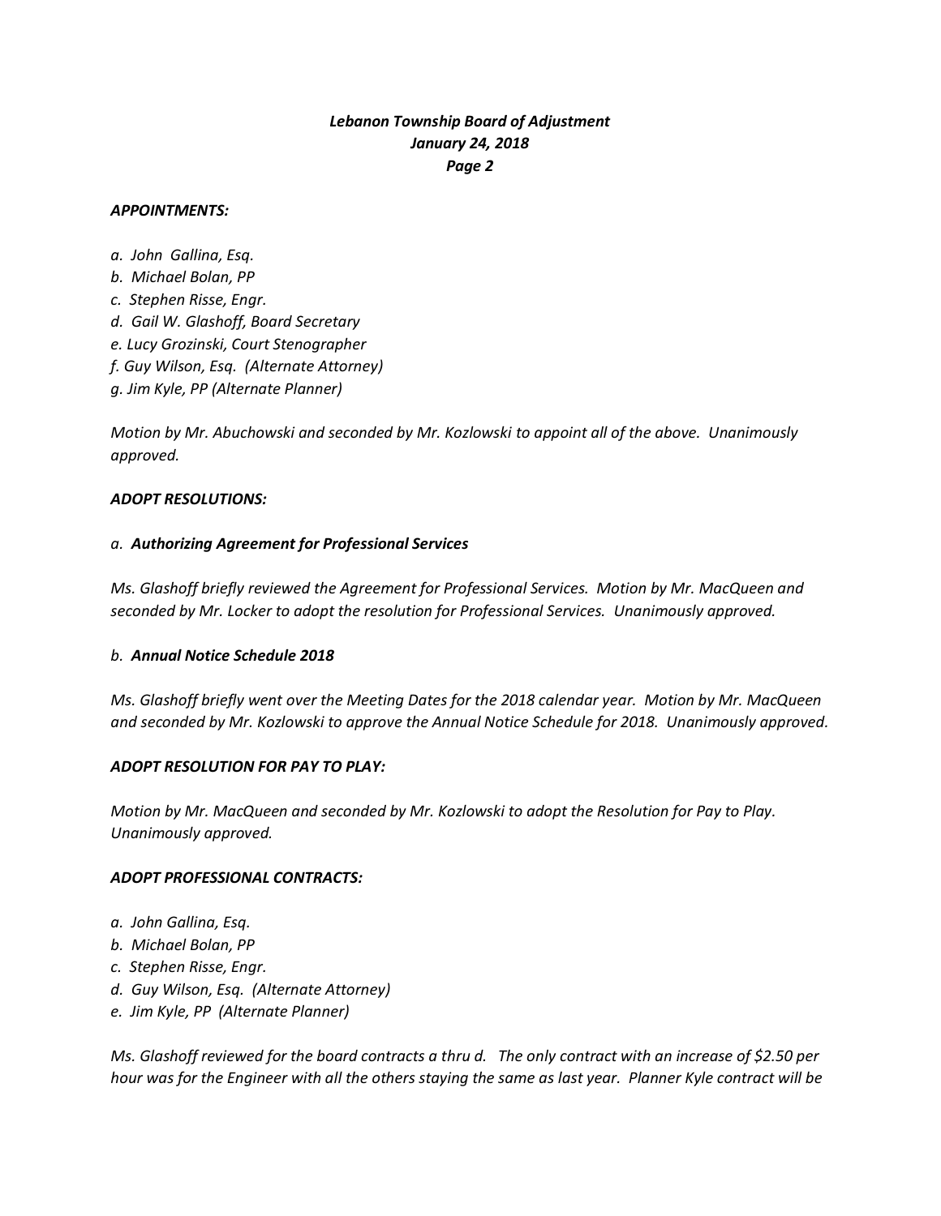*APPOINTMENTS:*

*a. John Gallina, Esq.*
*b. Michael Bolan, PP*
*c. Stephen Risse, Engr.*
*d. Gail W. Glashoff, Board Secretary*
*e. Lucy Grozinski, Court Stenographer*
*f. Guy Wilson, Esq. (Alternate Attorney)*
*g. Jim Kyle, PP (Alternate Planner)*

*Motion by Mr. Abuchowski and seconded by Mr. Kozlowski to appoint all of the above. Unanimously approved.*

*ADOPT RESOLUTIONS:*

*a. **Authorizing Agreement for Professional Services***

*Ms. Glashoff briefly reviewed the Agreement for Professional Services. Motion by Mr. MacQueen and seconded by Mr. Locker to adopt the resolution for Professional Services. Unanimously approved.*

*b. **Annual Notice Schedule 2018***

*Ms. Glashoff briefly went over the Meeting Dates for the 2018 calendar year. Motion by Mr. MacQueen and seconded by Mr. Kozlowski to approve the Annual Notice Schedule for 2018. Unanimously approved.*

*ADOPT RESOLUTION FOR PAY TO PLAY:*

*Motion by Mr. MacQueen and seconded by Mr. Kozlowski to adopt the Resolution for Pay to Play. Unanimously approved.*

*ADOPT PROFESSIONAL CONTRACTS:*

*a. John Gallina, Esq.*
*b. Michael Bolan, PP*
*c. Stephen Risse, Engr.*
*d. Guy Wilson, Esq. (Alternate Attorney)*
*e. Jim Kyle, PP (Alternate Planner)*

*Ms. Glashoff reviewed for the board contracts a thru d. The only contract with an increase of $2.50 per hour was for the Engineer with all the others staying the same as last year. Planner Kyle contract will be*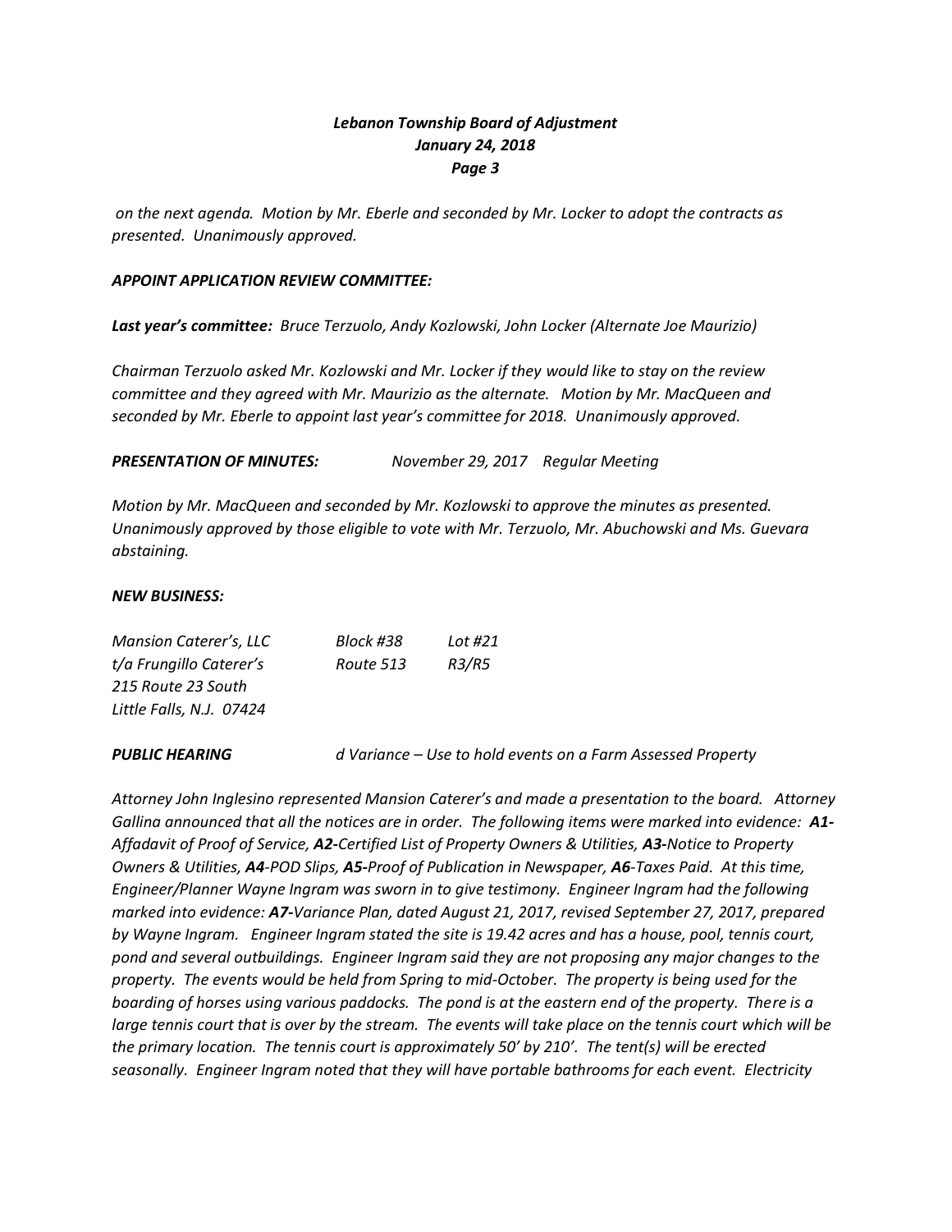*on the next agenda. Motion by Mr. Eberle and seconded by Mr. Locker to adopt the contracts as presented. Unanimously approved.*

***APPOINT APPLICATION REVIEW COMMITTEE:***

***Last year's committee:*** *Bruce Terzuolo, Andy Kozlowski, John Locker (Alternate Joe Maurizio)*

*Chairman Terzuolo asked Mr. Kozlowski and Mr. Locker if they would like to stay on the review committee and they agreed with Mr. Maurizio as the alternate. Motion by Mr. MacQueen and seconded by Mr. Eberle to appoint last year's committee for 2018. Unanimously approved.*

***PRESENTATION OF MINUTES:*** *November 29, 2017 Regular Meeting*

*Motion by Mr. MacQueen and seconded by Mr. Kozlowski to approve the minutes as presented. Unanimously approved by those eligible to vote with Mr. Terzuolo, Mr. Abuchowski and Ms. Guevara abstaining.*

***NEW BUSINESS:***

| | | |
|---|---|---|
| *Mansion Caterer's, LLC* | *Block #38* | *Lot #21* |
| *t/a Frungillo Caterer's* | *Route 513* | *R3/R5* |
| *215 Route 23 South* | | |
| *Little Falls, N.J. 07424* | | |

***PUBLIC HEARING*** *d Variance – Use to hold events on a Farm Assessed Property*

*Attorney John Inglesino represented Mansion Caterer's and made a presentation to the board. Attorney Gallina announced that all the notices are in order. The following items were marked into evidence:* ***A1****-Affadavit of Proof of Service,* ***A2****-Certified List of Property Owners & Utilities,* ***A3****-Notice to Property Owners & Utilities,* ***A4****-POD Slips,* ***A5****-Proof of Publication in Newspaper,* ***A6****-Taxes Paid. At this time, Engineer/Planner Wayne Ingram was sworn in to give testimony. Engineer Ingram had the following marked into evidence:* ***A7****-Variance Plan, dated August 21, 2017, revised September 27, 2017, prepared by Wayne Ingram. Engineer Ingram stated the site is 19.42 acres and has a house, pool, tennis court, pond and several outbuildings. Engineer Ingram said they are not proposing any major changes to the property. The events would be held from Spring to mid-October. The property is being used for the boarding of horses using various paddocks. The pond is at the eastern end of the property. There is a large tennis court that is over by the stream. The events will take place on the tennis court which will be the primary location. The tennis court is approximately 50' by 210'. The tent(s) will be erected seasonally. Engineer Ingram noted that they will have portable bathrooms for each event. Electricity*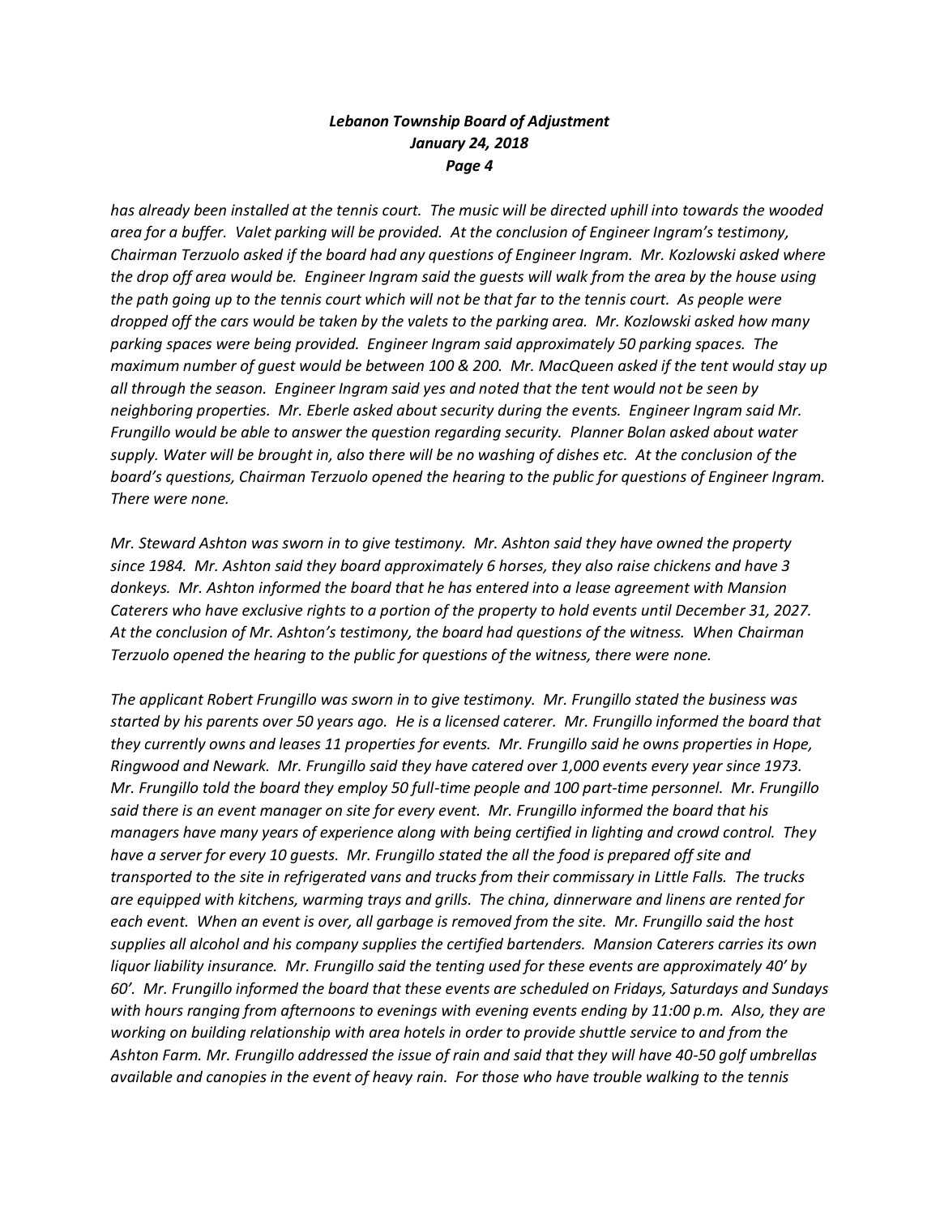*has already been installed at the tennis court. The music will be directed uphill into towards the wooded area for a buffer. Valet parking will be provided. At the conclusion of Engineer Ingram's testimony, Chairman Terzuolo asked if the board had any questions of Engineer Ingram. Mr. Kozlowski asked where the drop off area would be. Engineer Ingram said the guests will walk from the area by the house using the path going up to the tennis court which will not be that far to the tennis court. As people were dropped off the cars would be taken by the valets to the parking area. Mr. Kozlowski asked how many parking spaces were being provided. Engineer Ingram said approximately 50 parking spaces. The maximum number of guest would be between 100 & 200. Mr. MacQueen asked if the tent would stay up all through the season. Engineer Ingram said yes and noted that the tent would not be seen by neighboring properties. Mr. Eberle asked about security during the events. Engineer Ingram said Mr. Frungillo would be able to answer the question regarding security. Planner Bolan asked about water supply. Water will be brought in, also there will be no washing of dishes etc. At the conclusion of the board's questions, Chairman Terzuolo opened the hearing to the public for questions of Engineer Ingram. There were none.*

*Mr. Steward Ashton was sworn in to give testimony. Mr. Ashton said they have owned the property since 1984. Mr. Ashton said they board approximately 6 horses, they also raise chickens and have 3 donkeys. Mr. Ashton informed the board that he has entered into a lease agreement with Mansion Caterers who have exclusive rights to a portion of the property to hold events until December 31, 2027. At the conclusion of Mr. Ashton's testimony, the board had questions of the witness. When Chairman Terzuolo opened the hearing to the public for questions of the witness, there were none.*

*The applicant Robert Frungillo was sworn in to give testimony. Mr. Frungillo stated the business was started by his parents over 50 years ago. He is a licensed caterer. Mr. Frungillo informed the board that they currently owns and leases 11 properties for events. Mr. Frungillo said he owns properties in Hope, Ringwood and Newark. Mr. Frungillo said they have catered over 1,000 events every year since 1973. Mr. Frungillo told the board they employ 50 full-time people and 100 part-time personnel. Mr. Frungillo said there is an event manager on site for every event. Mr. Frungillo informed the board that his managers have many years of experience along with being certified in lighting and crowd control. They have a server for every 10 guests. Mr. Frungillo stated the all the food is prepared off site and transported to the site in refrigerated vans and trucks from their commissary in Little Falls. The trucks are equipped with kitchens, warming trays and grills. The china, dinnerware and linens are rented for each event. When an event is over, all garbage is removed from the site. Mr. Frungillo said the host supplies all alcohol and his company supplies the certified bartenders. Mansion Caterers carries its own liquor liability insurance. Mr. Frungillo said the tenting used for these events are approximately 40' by 60'. Mr. Frungillo informed the board that these events are scheduled on Fridays, Saturdays and Sundays with hours ranging from afternoons to evenings with evening events ending by 11:00 p.m. Also, they are working on building relationship with area hotels in order to provide shuttle service to and from the Ashton Farm. Mr. Frungillo addressed the issue of rain and said that they will have 40-50 golf umbrellas available and canopies in the event of heavy rain. For those who have trouble walking to the tennis*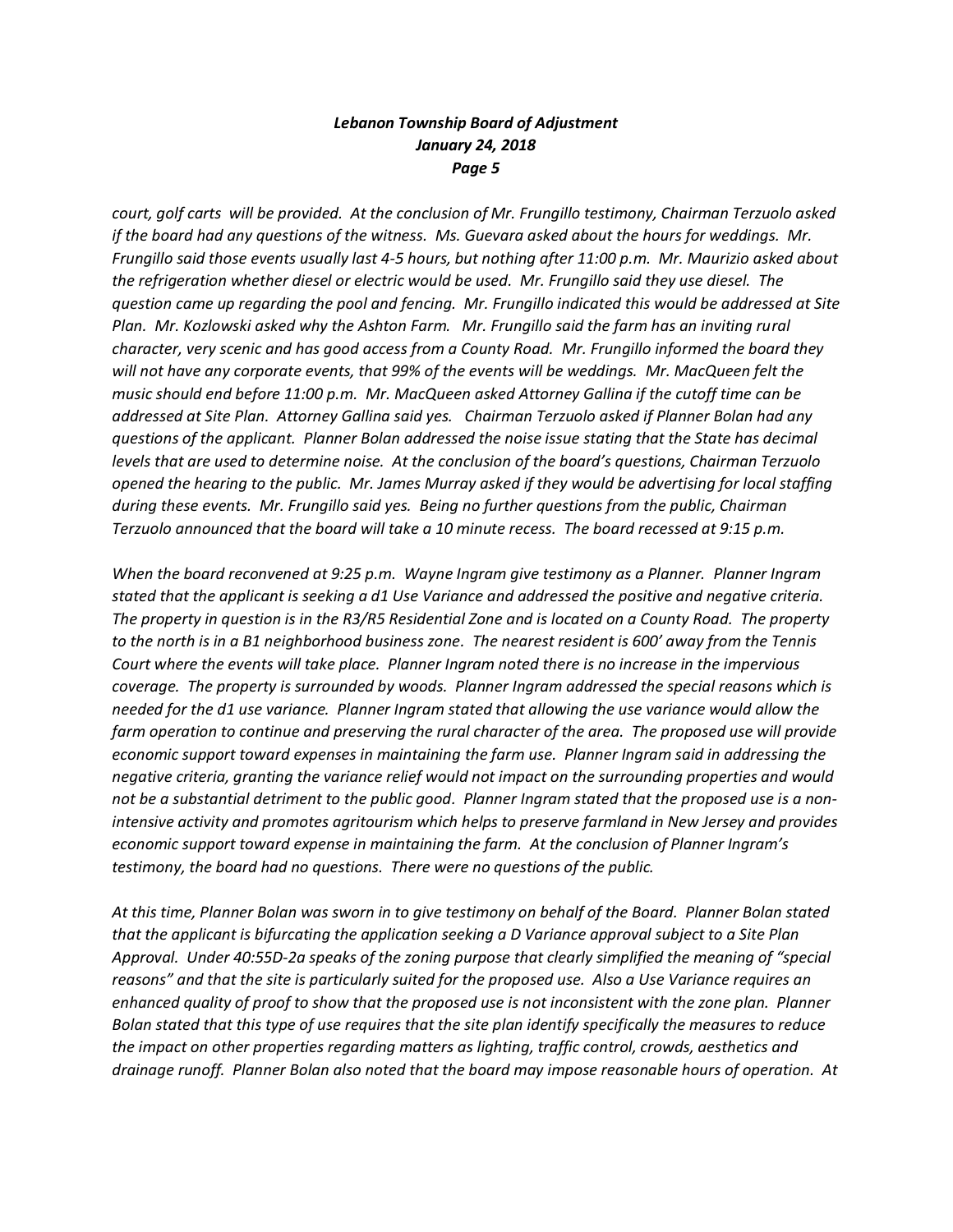*court, golf carts will be provided. At the conclusion of Mr. Frungillo testimony, Chairman Terzuolo asked if the board had any questions of the witness. Ms. Guevara asked about the hours for weddings. Mr. Frungillo said those events usually last 4-5 hours, but nothing after 11:00 p.m. Mr. Maurizio asked about the refrigeration whether diesel or electric would be used. Mr. Frungillo said they use diesel. The question came up regarding the pool and fencing. Mr. Frungillo indicated this would be addressed at Site Plan. Mr. Kozlowski asked why the Ashton Farm. Mr. Frungillo said the farm has an inviting rural character, very scenic and has good access from a County Road. Mr. Frungillo informed the board they will not have any corporate events, that 99% of the events will be weddings. Mr. MacQueen felt the music should end before 11:00 p.m. Mr. MacQueen asked Attorney Gallina if the cutoff time can be addressed at Site Plan. Attorney Gallina said yes. Chairman Terzuolo asked if Planner Bolan had any questions of the applicant. Planner Bolan addressed the noise issue stating that the State has decimal levels that are used to determine noise. At the conclusion of the board's questions, Chairman Terzuolo opened the hearing to the public. Mr. James Murray asked if they would be advertising for local staffing during these events. Mr. Frungillo said yes. Being no further questions from the public, Chairman Terzuolo announced that the board will take a 10 minute recess. The board recessed at 9:15 p.m.*

*When the board reconvened at 9:25 p.m. Wayne Ingram give testimony as a Planner. Planner Ingram stated that the applicant is seeking a d1 Use Variance and addressed the positive and negative criteria. The property in question is in the R3/R5 Residential Zone and is located on a County Road. The property to the north is in a B1 neighborhood business zone. The nearest resident is 600' away from the Tennis Court where the events will take place. Planner Ingram noted there is no increase in the impervious coverage. The property is surrounded by woods. Planner Ingram addressed the special reasons which is needed for the d1 use variance. Planner Ingram stated that allowing the use variance would allow the farm operation to continue and preserving the rural character of the area. The proposed use will provide economic support toward expenses in maintaining the farm use. Planner Ingram said in addressing the negative criteria, granting the variance relief would not impact on the surrounding properties and would not be a substantial detriment to the public good. Planner Ingram stated that the proposed use is a non-intensive activity and promotes agritourism which helps to preserve farmland in New Jersey and provides economic support toward expense in maintaining the farm. At the conclusion of Planner Ingram's testimony, the board had no questions. There were no questions of the public.*

*At this time, Planner Bolan was sworn in to give testimony on behalf of the Board. Planner Bolan stated that the applicant is bifurcating the application seeking a D Variance approval subject to a Site Plan Approval. Under 40:55D-2a speaks of the zoning purpose that clearly simplified the meaning of "special reasons" and that the site is particularly suited for the proposed use. Also a Use Variance requires an enhanced quality of proof to show that the proposed use is not inconsistent with the zone plan. Planner Bolan stated that this type of use requires that the site plan identify specifically the measures to reduce the impact on other properties regarding matters as lighting, traffic control, crowds, aesthetics and drainage runoff. Planner Bolan also noted that the board may impose reasonable hours of operation. At*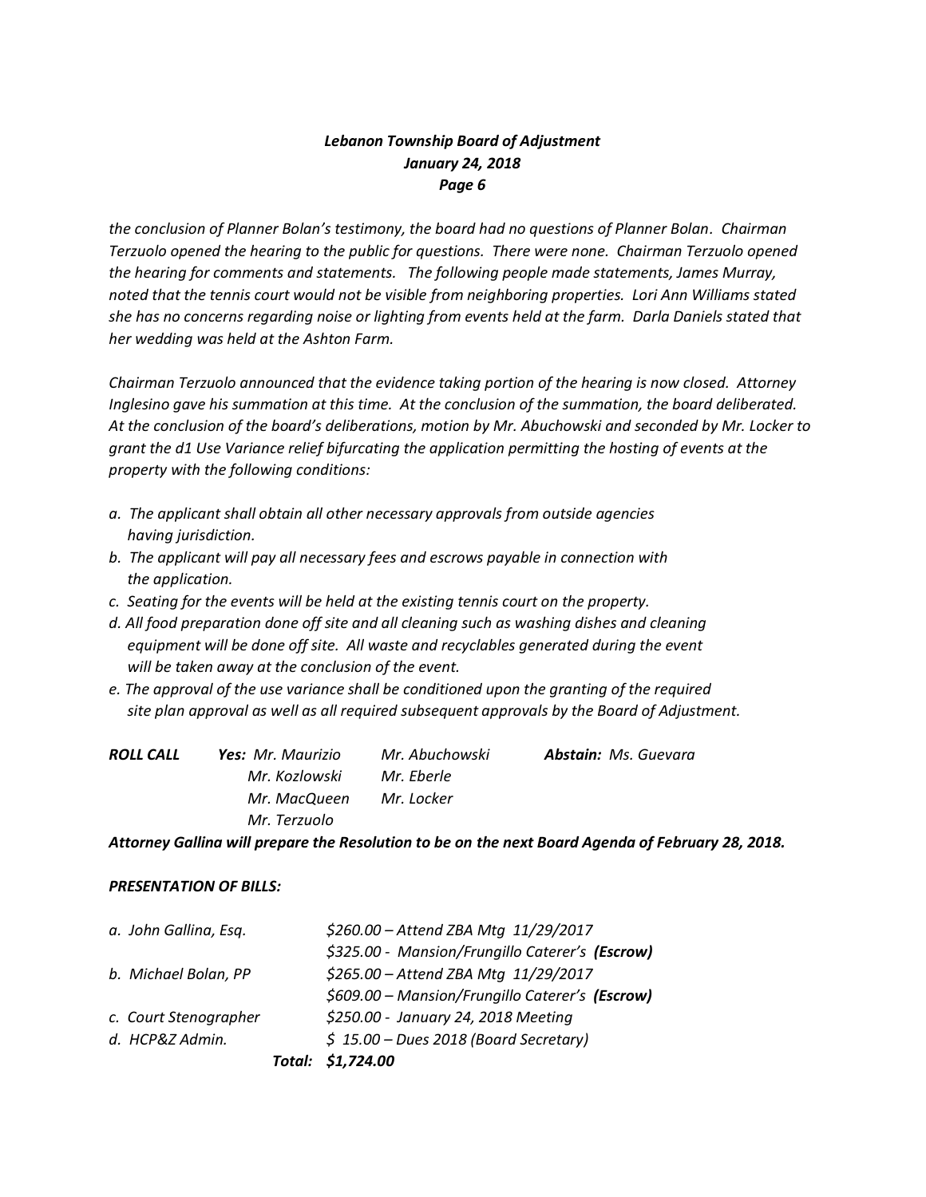*the conclusion of Planner Bolan's testimony, the board had no questions of Planner Bolan. Chairman Terzuolo opened the hearing to the public for questions. There were none. Chairman Terzuolo opened the hearing for comments and statements. The following people made statements, James Murray, noted that the tennis court would not be visible from neighboring properties. Lori Ann Williams stated she has no concerns regarding noise or lighting from events held at the farm. Darla Daniels stated that her wedding was held at the Ashton Farm.*

*Chairman Terzuolo announced that the evidence taking portion of the hearing is now closed. Attorney Inglesino gave his summation at this time. At the conclusion of the summation, the board deliberated. At the conclusion of the board's deliberations, motion by Mr. Abuchowski and seconded by Mr. Locker to grant the d1 Use Variance relief bifurcating the application permitting the hosting of events at the property with the following conditions:*

*a. The applicant shall obtain all other necessary approvals from outside agencies having jurisdiction.*
*b. The applicant will pay all necessary fees and escrows payable in connection with the application.*
*c. Seating for the events will be held at the existing tennis court on the property.*
*d. All food preparation done off site and all cleaning such as washing dishes and cleaning equipment will be done off site. All waste and recyclables generated during the event will be taken away at the conclusion of the event.*
*e. The approval of the use variance shall be conditioned upon the granting of the required site plan approval as well as all required subsequent approvals by the Board of Adjustment.*

| ***ROLL CALL*** | ***Yes:*** *Mr. Maurizio* | *Mr. Abuchowski* | ***Abstain:*** *Ms. Guevara* |
|---|---|---|---|
| | *Mr. Kozlowski* | *Mr. Eberle* | |
| | *Mr. MacQueen* | *Mr. Locker* | |
| | *Mr. Terzuolo* | | |

***Attorney Gallina will prepare the Resolution to be on the next Board Agenda of February 28, 2018.***

***PRESENTATION OF BILLS:***

| | |
|---|---|
| *a. John Gallina, Esq.* | *$260.00 – Attend ZBA Mtg 11/29/2017* |
| | *$325.00 - Mansion/Frungillo Caterer's **(Escrow)*** |
| *b. Michael Bolan, PP* | *$265.00 – Attend ZBA Mtg 11/29/2017* |
| | *$609.00 – Mansion/Frungillo Caterer's **(Escrow)*** |
| *c. Court Stenographer* | *$250.00 - January 24, 2018 Meeting* |
| *d. HCP&Z Admin.* | *$ 15.00 – Dues 2018 (Board Secretary)* |
| ***Total:*** | ***$1,724.00*** |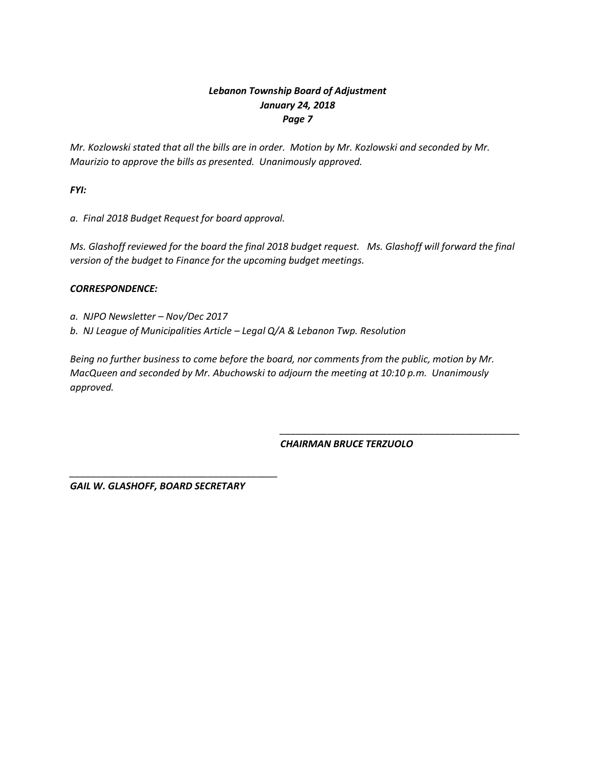*Mr. Kozlowski stated that all the bills are in order. Motion by Mr. Kozlowski and seconded by Mr. Maurizio to approve the bills as presented. Unanimously approved.*

***FYI:***

*a. Final 2018 Budget Request for board approval.*

*Ms. Glashoff reviewed for the board the final 2018 budget request. Ms. Glashoff will forward the final version of the budget to Finance for the upcoming budget meetings.*

***CORRESPONDENCE:***

*a. NJPO Newsletter – Nov/Dec 2017*
*b. NJ League of Municipalities Article – Legal Q/A & Lebanon Twp. Resolution*

*Being no further business to come before the board, nor comments from the public, motion by Mr. MacQueen and seconded by Mr. Abuchowski to adjourn the meeting at 10:10 p.m. Unanimously approved.*

_______________________________________________
***CHAIRMAN BRUCE TERZUOLO***

_______________________________________
***GAIL W. GLASHOFF, BOARD SECRETARY***